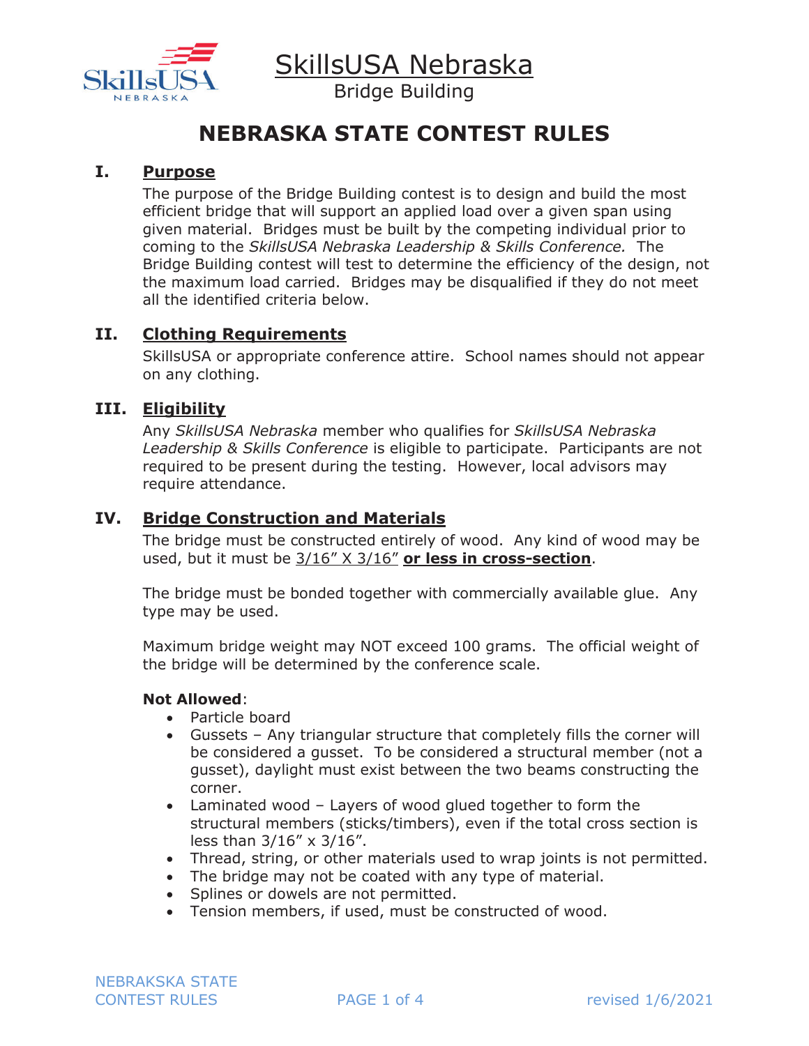# SkillsUSA Nebraska

Bridge Building

## NEBRASKA STATE CONTEST RULES

### I. Purpose

The purpose of the Bridge Building contest is to design and build the most efficient bridge that will support an applied load over a given span using given material. Bridges must be built by the competing individual prior to coming to the *SkillsUSA Nebraska Leadership & Skills Conference.* The Bridge Building contest will test to determine the efficiency of the design, not the maximum load carried. Bridges may be disqualified if they do not meet all the identified criteria below.

### II. Clothing Requirements

SkillsUSA or appropriate conference attire. School names should not appear on any clothing.

### III. Eligibility

Any *SkillsUSA Nebraska* member who qualifies for *SkillsUSA Nebraska Leadership & Skills Conference* is eligible to participate. Participants are not required to be present during the testing. However, local advisors may require attendance.

### IV. Bridge Construction and Materials

The bridge must be constructed entirely of wood. Any kind of wood may be used, but it must be 3/16" X 3/16" **or less in cross-section**.

The bridge must be bonded together with commercially available glue. Any type may be used.

Maximum bridge weight may NOT exceed 100 grams. The official weight of the bridge will be determined by the conference scale.

**Not Allowed**:

- Particle board
- Gussets – Any triangular structure that completely fills the corner will be considered a gusset. To be considered a structural member (not a gusset), daylight must exist between the two beams constructing the corner.
- Laminated wood – Layers of wood glued together to form the structural members (sticks/timbers), even if the total cross section is less than 3/16" x 3/16".
- Thread, string, or other materials used to wrap joints is not permitted.
- The bridge may not be coated with any type of material.
- Splines or dowels are not permitted.
- Tension members, if used, must be constructed of wood.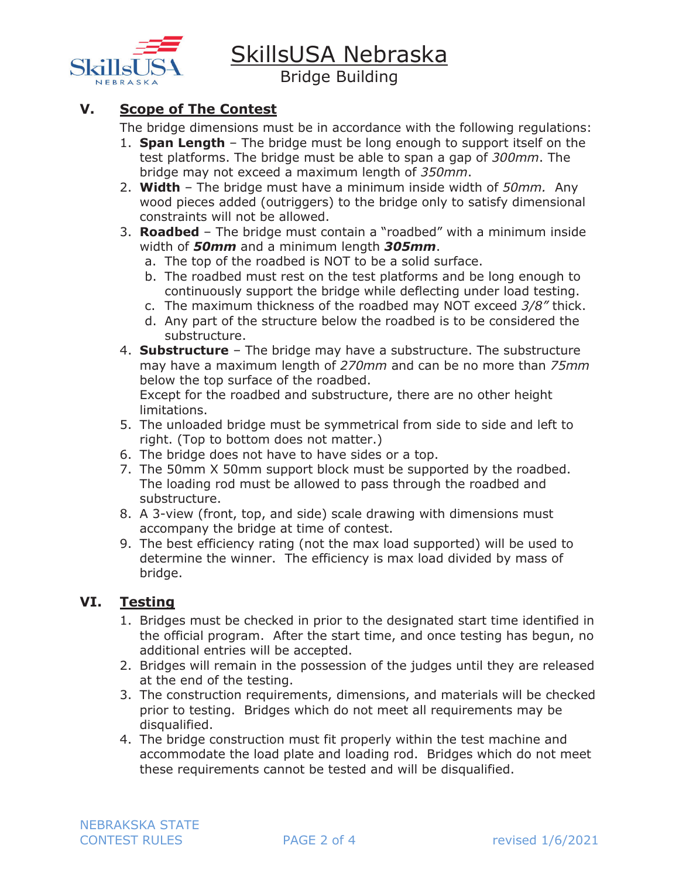## V. Scope of The Contest

The bridge dimensions must be in accordance with the following regulations:

1. **Span Length** – The bridge must be long enough to support itself on the test platforms. The bridge must be able to span a gap of *300mm*. The bridge may not exceed a maximum length of *350mm*.
2. **Width** – The bridge must have a minimum inside width of *50mm.* Any wood pieces added (outriggers) to the bridge only to satisfy dimensional constraints will not be allowed.
3. **Roadbed** – The bridge must contain a "roadbed" with a minimum inside width of ***50mm*** and a minimum length ***305mm***.
   a. The top of the roadbed is NOT to be a solid surface.
   b. The roadbed must rest on the test platforms and be long enough to continuously support the bridge while deflecting under load testing.
   c. The maximum thickness of the roadbed may NOT exceed *3/8"* thick.
   d. Any part of the structure below the roadbed is to be considered the substructure.
4. **Substructure** – The bridge may have a substructure. The substructure may have a maximum length of *270mm* and can be no more than *75mm* below the top surface of the roadbed.
   Except for the roadbed and substructure, there are no other height limitations.
5. The unloaded bridge must be symmetrical from side to side and left to right. (Top to bottom does not matter.)
6. The bridge does not have to have sides or a top.
7. The 50mm X 50mm support block must be supported by the roadbed. The loading rod must be allowed to pass through the roadbed and substructure.
8. A 3-view (front, top, and side) scale drawing with dimensions must accompany the bridge at time of contest.
9. The best efficiency rating (not the max load supported) will be used to determine the winner. The efficiency is max load divided by mass of bridge.

## VI. Testing

1. Bridges must be checked in prior to the designated start time identified in the official program. After the start time, and once testing has begun, no additional entries will be accepted.
2. Bridges will remain in the possession of the judges until they are released at the end of the testing.
3. The construction requirements, dimensions, and materials will be checked prior to testing. Bridges which do not meet all requirements may be disqualified.
4. The bridge construction must fit properly within the test machine and accommodate the load plate and loading rod. Bridges which do not meet these requirements cannot be tested and will be disqualified.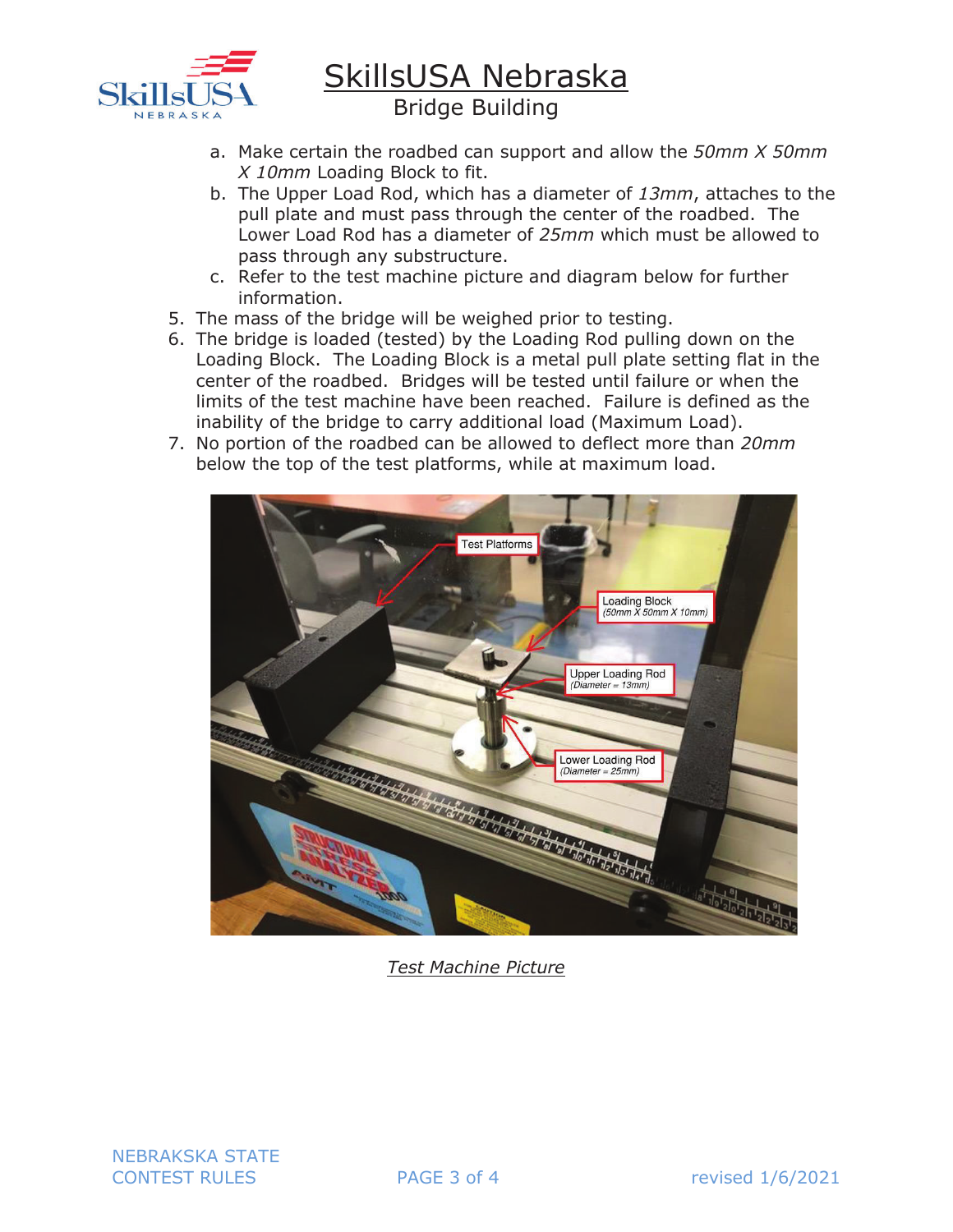a. Make certain the roadbed can support and allow the *50mm X 50mm X 10mm* Loading Block to fit.

b. The Upper Load Rod, which has a diameter of *13mm*, attaches to the pull plate and must pass through the center of the roadbed. The Lower Load Rod has a diameter of *25mm* which must be allowed to pass through any substructure.

c. Refer to the test machine picture and diagram below for further information.

5. The mass of the bridge will be weighed prior to testing.
6. The bridge is loaded (tested) by the Loading Rod pulling down on the Loading Block. The Loading Block is a metal pull plate setting flat in the center of the roadbed. Bridges will be tested until failure or when the limits of the test machine have been reached. Failure is defined as the inability of the bridge to carry additional load (Maximum Load).
7. No portion of the roadbed can be allowed to deflect more than *20mm* below the top of the test platforms, while at maximum load.

*Test Machine Picture*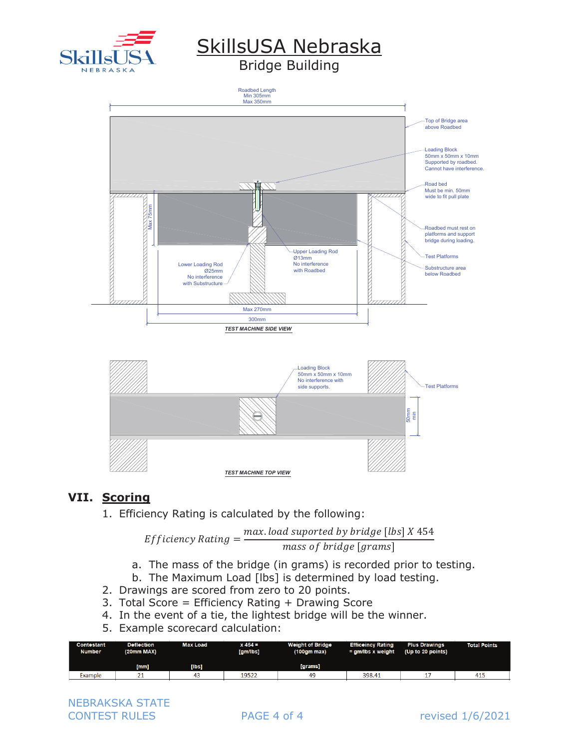# SkillsUSA Nebraska

## Bridge Building

Roadbed Length
Min 305mm
Max 350mm

Top of Bridge area above Roadbed

Loading Block
50mm x 50mm x 10mm
Supported by roadbed.
Cannot have interference.

Road bed
Must be min. 50mm wide to fit pull plate

Max 75mm

Roadbed must rest on platforms and support bridge during loading.

Test Platforms

Substructure area below Roadbed

Upper Loading Rod
Ø13mm
No interference with Roadbed

Lower Loading Rod
Ø25mm
No interference with Substructure

Max 270mm

300mm

TEST MACHINE SIDE VIEW

Loading Block
50mm x 50mm x 10mm
No interference with side supports.

Test Platforms

50mm min

TEST MACHINE TOP VIEW

## VII. Scoring

1. Efficiency Rating is calculated by the following:

$$Efficiency\ Rating = \frac{max.load\ suported\ by\ bridge\ [lbs]\ X\ 454}{mass\ of\ bridge\ [grams]}$$

   a. The mass of the bridge (in grams) is recorded prior to testing.
   b. The Maximum Load [lbs] is determined by load testing.
2. Drawings are scored from zero to 20 points.
3. Total Score = Efficiency Rating + Drawing Score
4. In the event of a tie, the lightest bridge will be the winner.
5. Example scorecard calculation:

| Contestant Number | Deflection (20mm MAX) [mm] | Max Load [lbs] | x 454 = [gm/lbs] | Weight of Bridge (100gm max) [grams] | Efficeincy Rating = gm/lbs x weight | Plus Drawings (Up to 20 points) | Total Points |
|---|---|---|---|---|---|---|---|
| Example | 21 | 43 | 19522 | 49 | 398.41 | 17 | 415 |

NEBRAKSKA STATE CONTEST RULES — revised 1/6/2021